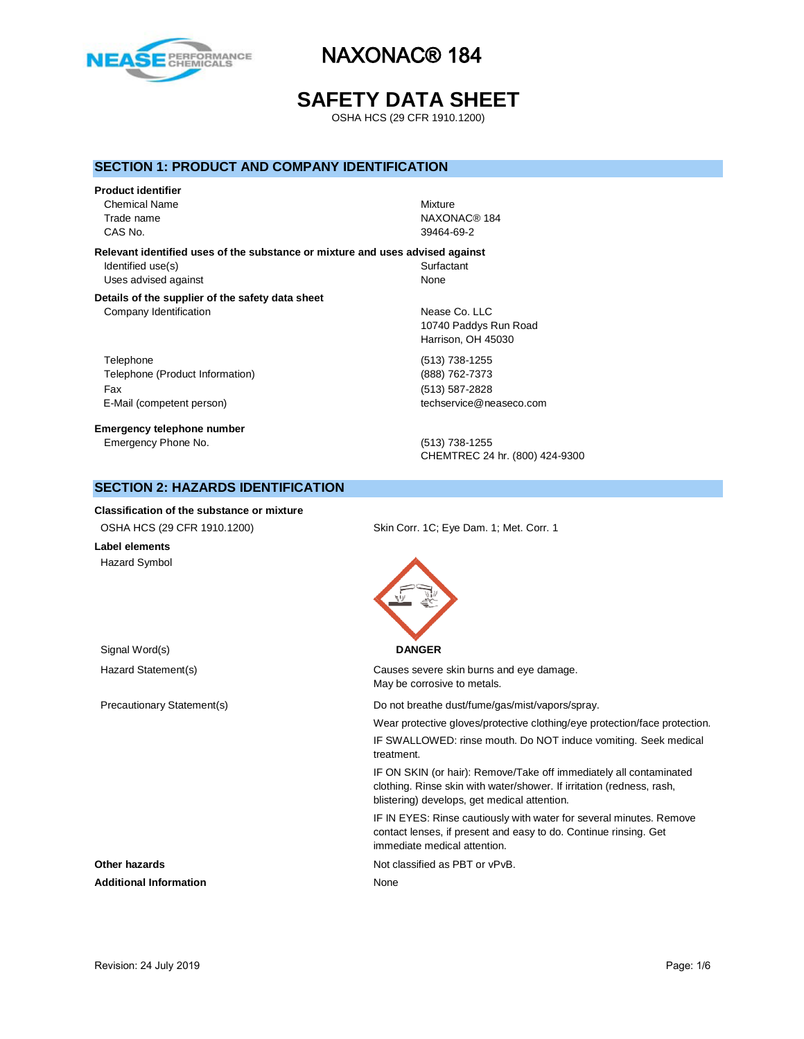# NAXONAC® 184

# SAFETY DATA SHEET

OSHA HCS (29 CFR 1910.1200)

## SECTION 1: PRODUCT AND COMPANY IDENTIFICATION

**Product identifier**

| | |
|---|---|
| Chemical Name | Mixture |
| Trade name | NAXONAC® 184 |
| CAS No. | 39464-69-2 |

**Relevant identified uses of the substance or mixture and uses advised against**

| | |
|---|---|
| Identified use(s) | Surfactant |
| Uses advised against | None |

**Details of the supplier of the safety data sheet**

| | |
|---|---|
| Company Identification | Nease Co. LLC<br>10740 Paddys Run Road<br>Harrison, OH 45030 |
| Telephone | (513) 738-1255 |
| Telephone (Product Information) | (888) 762-7373 |
| Fax | (513) 587-2828 |
| E-Mail (competent person) | techservice@neaseco.com |

**Emergency telephone number**

| | |
|---|---|
| Emergency Phone No. | (513) 738-1255<br>CHEMTREC 24 hr. (800) 424-9300 |

## SECTION 2: HAZARDS IDENTIFICATION

**Classification of the substance or mixture**

| | |
|---|---|
| OSHA HCS (29 CFR 1910.1200) | Skin Corr. 1C; Eye Dam. 1; Met. Corr. 1 |

**Label elements**

Hazard Symbol

Signal Word(s): **DANGER**

Hazard Statement(s):

Causes severe skin burns and eye damage.
May be corrosive to metals.

Precautionary Statement(s):

Do not breathe dust/fume/gas/mist/vapors/spray.

Wear protective gloves/protective clothing/eye protection/face protection.

IF SWALLOWED: rinse mouth. Do NOT induce vomiting. Seek medical treatment.

IF ON SKIN (or hair): Remove/Take off immediately all contaminated clothing. Rinse skin with water/shower. If irritation (redness, rash, blistering) develops, get medical attention.

IF IN EYES: Rinse cautiously with water for several minutes. Remove contact lenses, if present and easy to do. Continue rinsing. Get immediate medical attention.

**Other hazards**: Not classified as PBT or vPvB.

**Additional Information**: None

Revision: 24 July 2019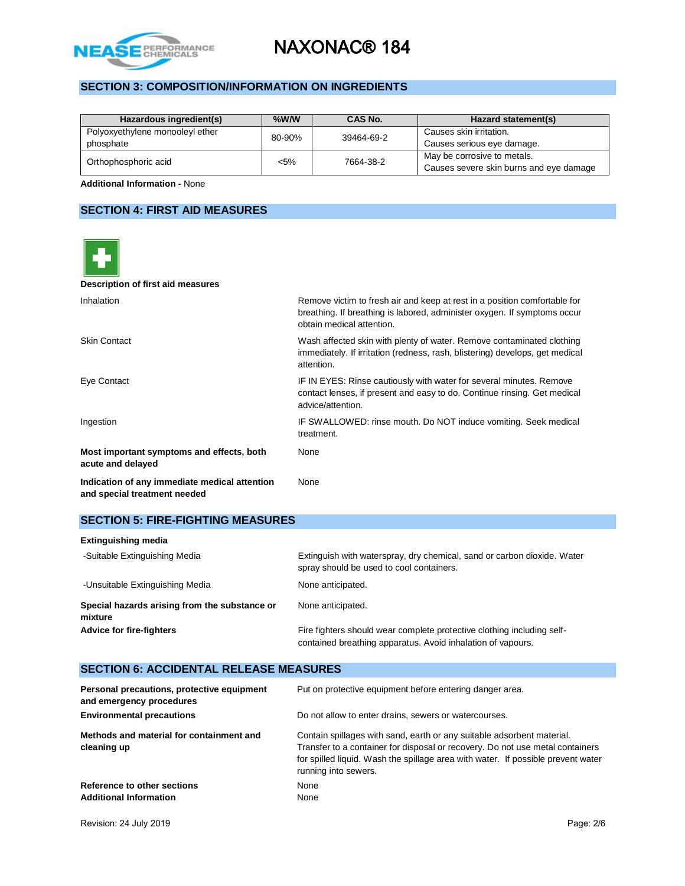## SECTION 3: COMPOSITION/INFORMATION ON INGREDIENTS

| Hazardous ingredient(s) | %W/W | CAS No. | Hazard statement(s) |
|---|---|---|---|
| Polyoxyethylene monooleyl ether phosphate | 80-90% | 39464-69-2 | Causes skin irritation. Causes serious eye damage. |
| Orthophosphoric acid | <5% | 7664-38-2 | May be corrosive to metals. Causes severe skin burns and eye damage |

**Additional Information -** None

## SECTION 4: FIRST AID MEASURES

**Description of first aid measures**

| | |
|---|---|
| Inhalation | Remove victim to fresh air and keep at rest in a position comfortable for breathing. If breathing is labored, administer oxygen. If symptoms occur obtain medical attention. |
| Skin Contact | Wash affected skin with plenty of water. Remove contaminated clothing immediately. If irritation (redness, rash, blistering) develops, get medical attention. |
| Eye Contact | IF IN EYES: Rinse cautiously with water for several minutes. Remove contact lenses, if present and easy to do. Continue rinsing. Get medical advice/attention. |
| Ingestion | IF SWALLOWED: rinse mouth. Do NOT induce vomiting. Seek medical treatment. |
| **Most important symptoms and effects, both acute and delayed** | None |
| **Indication of any immediate medical attention and special treatment needed** | None |

## SECTION 5: FIRE-FIGHTING MEASURES

**Extinguishing media**

| | |
|---|---|
| -Suitable Extinguishing Media | Extinguish with waterspray, dry chemical, sand or carbon dioxide. Water spray should be used to cool containers. |
| -Unsuitable Extinguishing Media | None anticipated. |
| **Special hazards arising from the substance or mixture** | None anticipated. |
| **Advice for fire-fighters** | Fire fighters should wear complete protective clothing including self-contained breathing apparatus. Avoid inhalation of vapours. |

## SECTION 6: ACCIDENTAL RELEASE MEASURES

| | |
|---|---|
| **Personal precautions, protective equipment and emergency procedures** | Put on protective equipment before entering danger area. |
| **Environmental precautions** | Do not allow to enter drains, sewers or watercourses. |
| **Methods and material for containment and cleaning up** | Contain spillages with sand, earth or any suitable adsorbent material. Transfer to a container for disposal or recovery. Do not use metal containers for spilled liquid. Wash the spillage area with water. If possible prevent water running into sewers. |
| **Reference to other sections** | None |
| **Additional Information** | None |

Revision: 24 July 2019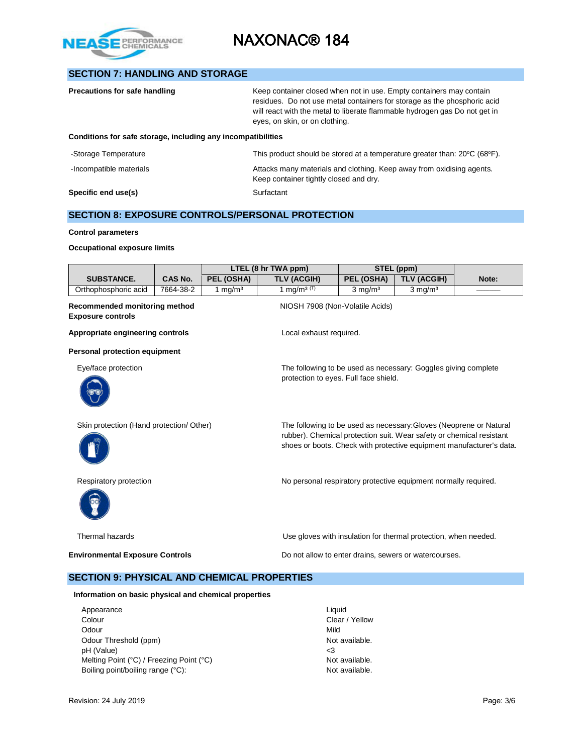## SECTION 7: HANDLING AND STORAGE

**Precautions for safe handling**

Keep container closed when not in use. Empty containers may contain residues. Do not use metal containers for storage as the phosphoric acid will react with the metal to liberate flammable hydrogen gas Do not get in eyes, on skin, or on clothing.

**Conditions for safe storage, including any incompatibilities**

-Storage Temperature: This product should be stored at a temperature greater than: 20°C (68°F).

-Incompatible materials: Attacks many materials and clothing. Keep away from oxidising agents. Keep container tightly closed and dry.

**Specific end use(s)**: Surfactant

## SECTION 8: EXPOSURE CONTROLS/PERSONAL PROTECTION

**Control parameters**

**Occupational exposure limits**

| SUBSTANCE. | CAS No. | LTEL (8 hr TWA ppm) | | STEL (ppm) | | Note: |
|---|---|---|---|---|---|---|
| | | PEL (OSHA) | TLV (ACGIH) | PEL (OSHA) | TLV (ACGIH) | |
| Orthophosphoric acid | 7664-38-2 | 1 mg/m³ | 1 mg/m³ (T) | 3 mg/m³ | 3 mg/m³ | ——— |

**Recommended monitoring method**: NIOSH 7908 (Non-Volatile Acids)

**Exposure controls**

**Appropriate engineering controls**: Local exhaust required.

**Personal protection equipment**

Eye/face protection: The following to be used as necessary: Goggles giving complete protection to eyes. Full face shield.

Skin protection (Hand protection/ Other): The following to be used as necessary:Gloves (Neoprene or Natural rubber). Chemical protection suit. Wear safety or chemical resistant shoes or boots. Check with protective equipment manufacturer's data.

Respiratory protection: No personal respiratory protective equipment normally required.

Thermal hazards: Use gloves with insulation for thermal protection, when needed.

**Environmental Exposure Controls**: Do not allow to enter drains, sewers or watercourses.

## SECTION 9: PHYSICAL AND CHEMICAL PROPERTIES

**Information on basic physical and chemical properties**

| | |
|---|---|
| Appearance | Liquid |
| Colour | Clear / Yellow |
| Odour | Mild |
| Odour Threshold (ppm) | Not available. |
| pH (Value) | <3 |
| Melting Point (°C) / Freezing Point (°C) | Not available. |
| Boiling point/boiling range (°C): | Not available. |

Revision: 24 July 2019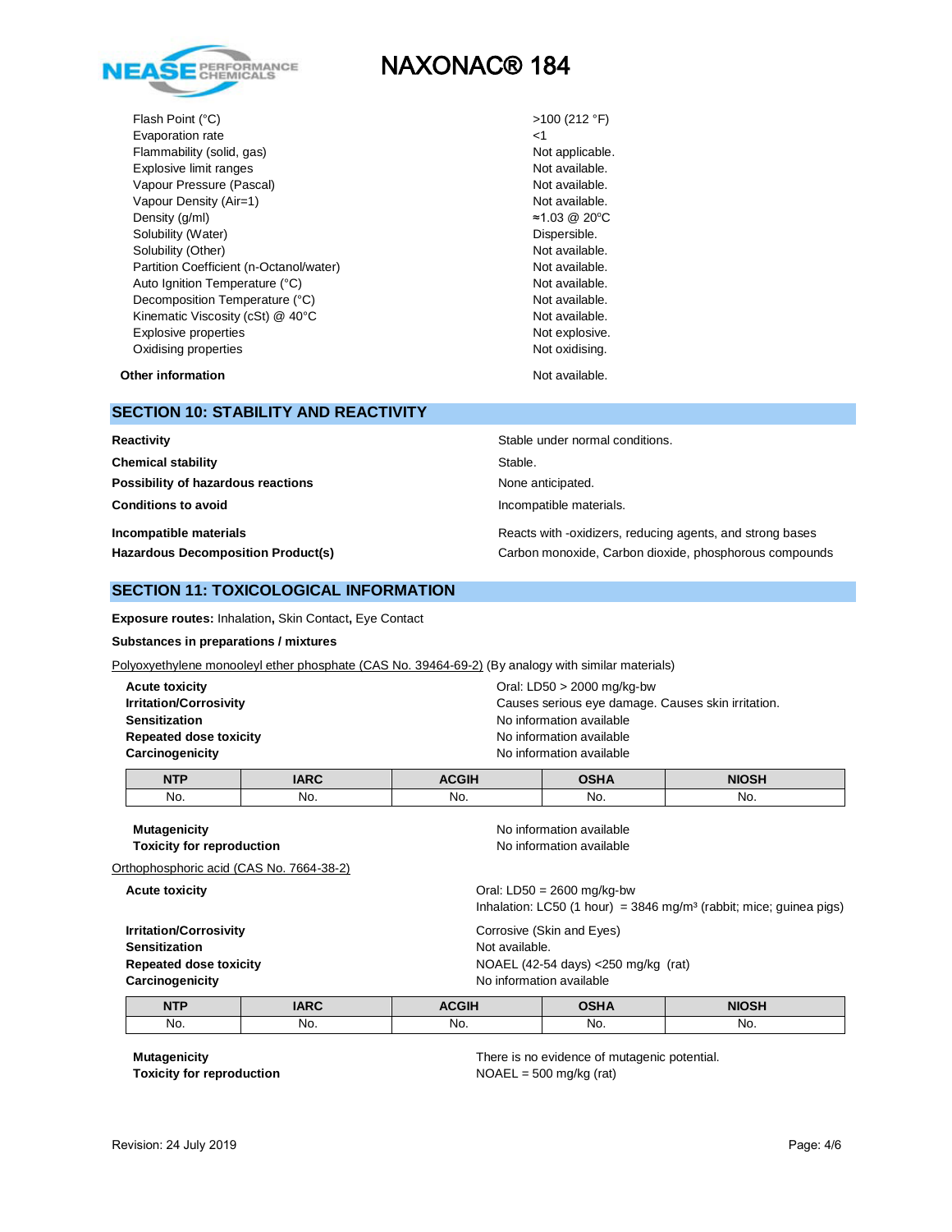| | |
|---|---|
| Flash Point (°C) | >100 (212 °F) |
| Evaporation rate | <1 |
| Flammability (solid, gas) | Not applicable. |
| Explosive limit ranges | Not available. |
| Vapour Pressure (Pascal) | Not available. |
| Vapour Density (Air=1) | Not available. |
| Density (g/ml) | ≈1.03 @ 20°C |
| Solubility (Water) | Dispersible. |
| Solubility (Other) | Not available. |
| Partition Coefficient (n-Octanol/water) | Not available. |
| Auto Ignition Temperature (°C) | Not available. |
| Decomposition Temperature (°C) | Not available. |
| Kinematic Viscosity (cSt) @ 40°C | Not available. |
| Explosive properties | Not explosive. |
| Oxidising properties | Not oxidising. |

**Other information** Not available.

## SECTION 10: STABILITY AND REACTIVITY

**Reactivity** Stable under normal conditions.

**Chemical stability** Stable.

**Possibility of hazardous reactions** None anticipated.

**Conditions to avoid** Incompatible materials.

**Incompatible materials** Reacts with -oxidizers, reducing agents, and strong bases

**Hazardous Decomposition Product(s)** Carbon monoxide, Carbon dioxide, phosphorous compounds

## SECTION 11: TOXICOLOGICAL INFORMATION

**Exposure routes:** Inhalation**,** Skin Contact**,** Eye Contact

**Substances in preparations / mixtures**

Polyoxyethylene monooleyl ether phosphate (CAS No. 39464-69-2) (By analogy with similar materials)

**Acute toxicity** Oral: LD50 > 2000 mg/kg-bw

**Irritation/Corrosivity** Causes serious eye damage. Causes skin irritation.

**Sensitization** No information available

**Repeated dose toxicity** No information available

**Carcinogenicity** No information available

| NTP | IARC | ACGIH | OSHA | NIOSH |
|---|---|---|---|---|
| No. | No. | No. | No. | No. |

**Mutagenicity** No information available

**Toxicity for reproduction** No information available

Orthophosphoric acid (CAS No. 7664-38-2)

**Acute toxicity** Oral: LD50 = 2600 mg/kg-bw
Inhalation: LC50 (1 hour) = 3846 mg/m³ (rabbit; mice; guinea pigs)

**Irritation/Corrosivity** Corrosive (Skin and Eyes)

**Sensitization** Not available.

**Repeated dose toxicity** NOAEL (42-54 days) <250 mg/kg (rat)

**Carcinogenicity** No information available

| NTP | IARC | ACGIH | OSHA | NIOSH |
|---|---|---|---|---|
| No. | No. | No. | No. | No. |

**Mutagenicity** There is no evidence of mutagenic potential.

**Toxicity for reproduction** NOAEL = 500 mg/kg (rat)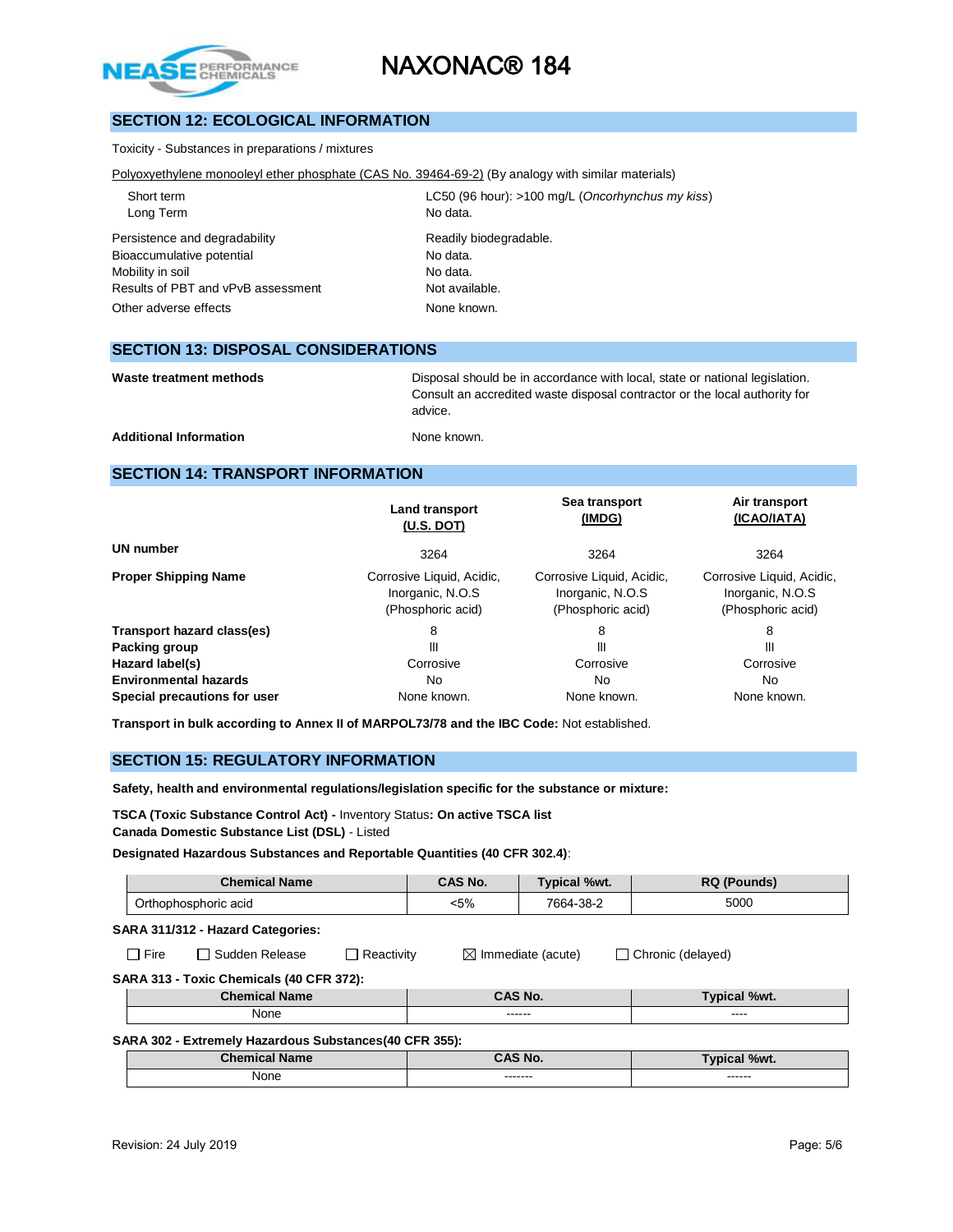## SECTION 12: ECOLOGICAL INFORMATION

Toxicity - Substances in preparations / mixtures

Polyoxyethylene monooleyl ether phosphate (CAS No. 39464-69-2) (By analogy with similar materials)

| | |
|---|---|
| Short term | LC50 (96 hour): >100 mg/L (*Oncorhynchus my kiss*) |
| Long Term | No data. |
| Persistence and degradability | Readily biodegradable. |
| Bioaccumulative potential | No data. |
| Mobility in soil | No data. |
| Results of PBT and vPvB assessment | Not available. |
| Other adverse effects | None known. |

## SECTION 13: DISPOSAL CONSIDERATIONS

**Waste treatment methods** Disposal should be in accordance with local, state or national legislation. Consult an accredited waste disposal contractor or the local authority for advice.

**Additional Information** None known.

## SECTION 14: TRANSPORT INFORMATION

| | Land transport (U.S. DOT) | Sea transport (IMDG) | Air transport (ICAO/IATA) |
|---|---|---|---|
| **UN number** | 3264 | 3264 | 3264 |
| **Proper Shipping Name** | Corrosive Liquid, Acidic, Inorganic, N.O.S (Phosphoric acid) | Corrosive Liquid, Acidic, Inorganic, N.O.S (Phosphoric acid) | Corrosive Liquid, Acidic, Inorganic, N.O.S (Phosphoric acid) |
| **Transport hazard class(es)** | 8 | 8 | 8 |
| **Packing group** | III | III | III |
| **Hazard label(s)** | Corrosive | Corrosive | Corrosive |
| **Environmental hazards** | No | No | No |
| **Special precautions for user** | None known. | None known. | None known. |

**Transport in bulk according to Annex II of MARPOL73/78 and the IBC Code:** Not established.

## SECTION 15: REGULATORY INFORMATION

**Safety, health and environmental regulations/legislation specific for the substance or mixture:**

**TSCA (Toxic Substance Control Act) -** Inventory Status**: On active TSCA list**
**Canada Domestic Substance List (DSL)** - Listed

**Designated Hazardous Substances and Reportable Quantities (40 CFR 302.4)**:

| Chemical Name | CAS No. | Typical %wt. | RQ (Pounds) |
|---|---|---|---|
| Orthophosphoric acid | <5% | 7664-38-2 | 5000 |

**SARA 311/312 - Hazard Categories:**

☐ Fire ☐ Sudden Release ☐ Reactivity ☒ Immediate (acute) ☐ Chronic (delayed)

**SARA 313 - Toxic Chemicals (40 CFR 372):**

| Chemical Name | CAS No. | Typical %wt. |
|---|---|---|
| None | ------ | ---- |

**SARA 302 - Extremely Hazardous Substances(40 CFR 355):**

| Chemical Name | CAS No. | Typical %wt. |
|---|---|---|
| None | ------- | ------ |

Revision: 24 July 2019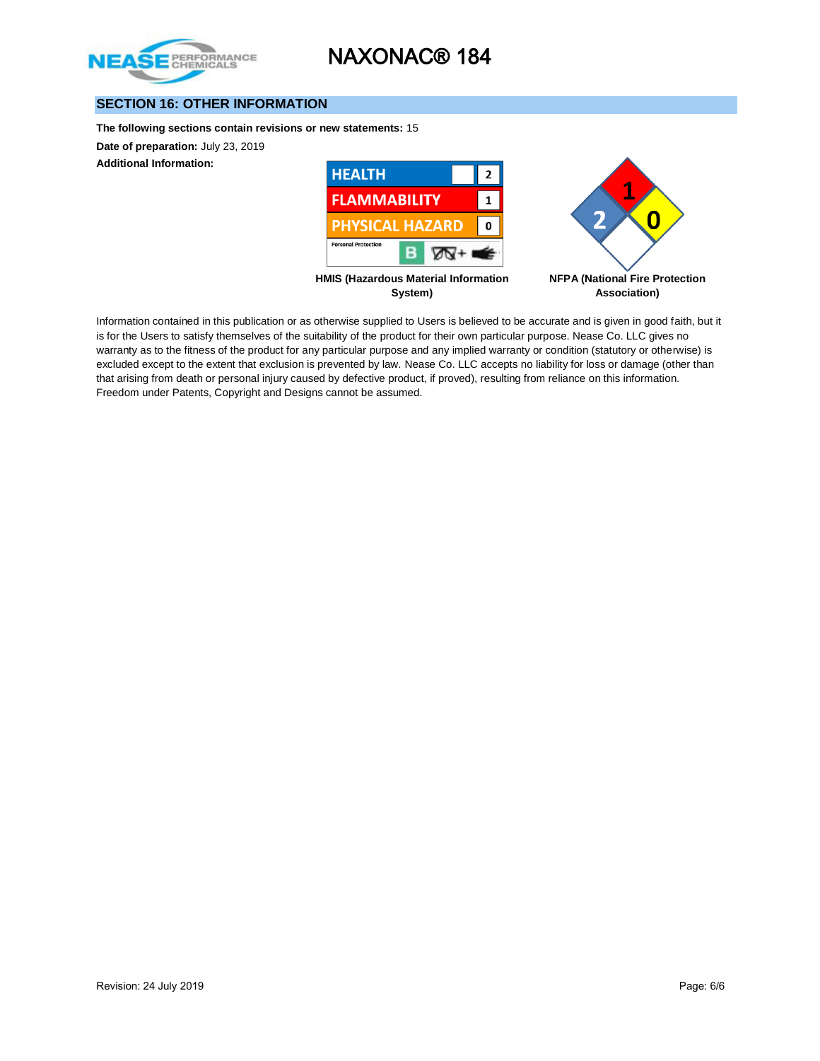## SECTION 16: OTHER INFORMATION

**The following sections contain revisions or new statements:** 15

**Date of preparation:** July 23, 2019

**Additional Information:**

| | |
|---|---|
| HEALTH | 2 |
| FLAMMABILITY | 1 |
| PHYSICAL HAZARD | 0 |
| Personal Protection | B |

**HMIS (Hazardous Material Information System)**

1

2

0

**NFPA (National Fire Protection Association)**

Information contained in this publication or as otherwise supplied to Users is believed to be accurate and is given in good faith, but it is for the Users to satisfy themselves of the suitability of the product for their own particular purpose. Nease Co. LLC gives no warranty as to the fitness of the product for any particular purpose and any implied warranty or condition (statutory or otherwise) is excluded except to the extent that exclusion is prevented by law. Nease Co. LLC accepts no liability for loss or damage (other than that arising from death or personal injury caused by defective product, if proved), resulting from reliance on this information. Freedom under Patents, Copyright and Designs cannot be assumed.